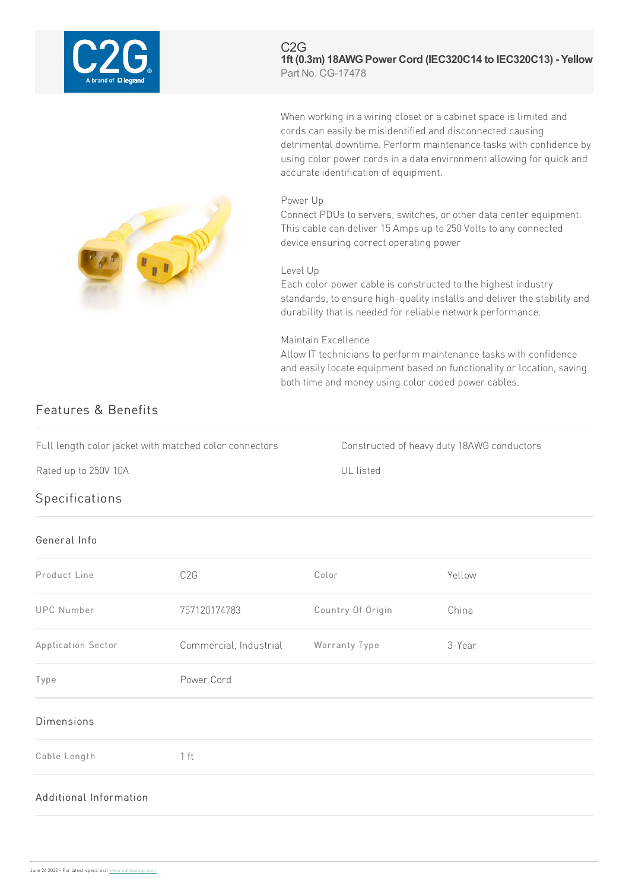C2G

# 1ft (0.3m) 18AWG Power Cord (IEC320C14 to IEC320C13) - Yellow

Part No. CG-17478

When working in a wiring closet or a cabinet space is limited and cords can easily be misidentified and disconnected causing detrimental downtime. Perform maintenance tasks with confidence by using color power cords in a data environment allowing for quick and accurate identification of equipment.

Power Up
Connect PDUs to servers, switches, or other data center equipment. This cable can deliver 15 Amps up to 250 Volts to any connected device ensuring correct operating power

Level Up
Each color power cable is constructed to the highest industry standards, to ensure high-quality installs and deliver the stability and durability that is needed for reliable network performance.

Maintain Excellence
Allow IT technicians to perform maintenance tasks with confidence and easily locate equipment based on functionality or location, saving both time and money using color coded power cables.

## Features & Benefits

- Full length color jacket with matched color connectors
- Constructed of heavy duty 18AWG conductors
- Rated up to 250V 10A
- UL listed

## Specifications

### General Info

| | | | |
|---|---|---|---|
| Product Line | C2G | Color | Yellow |
| UPC Number | 757120174783 | Country Of Origin | China |
| Application Sector | Commercial, Industrial | Warranty Type | 3-Year |
| Type | Power Cord | | |

### Dimensions

| | |
|---|---|
| Cable Length | 1 ft |

### Additional Information

June 26 2022 - For latest specs visit www.cablestogo.com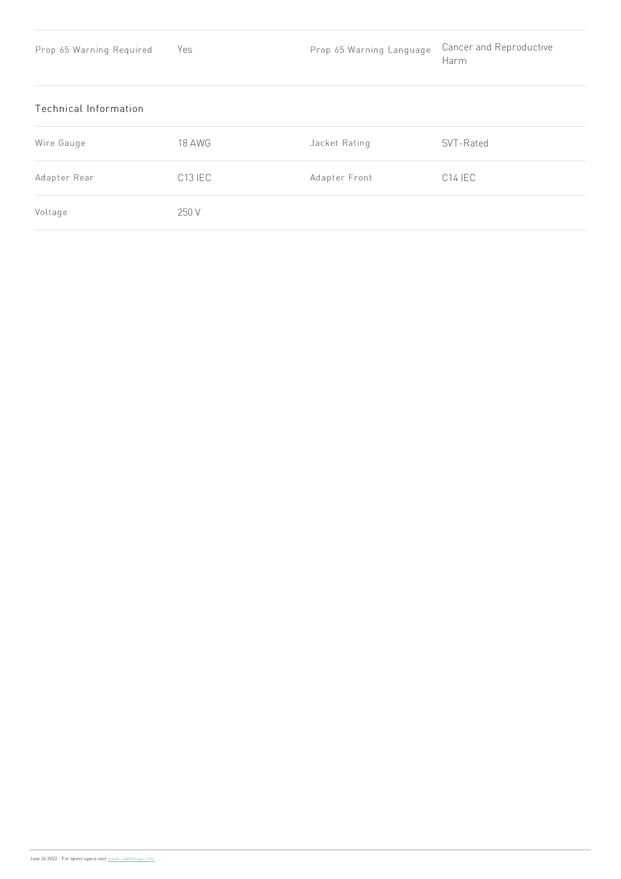| | | | |
|---|---|---|---|
| Prop 65 Warning Required | Yes | Prop 65 Warning Language | Cancer and Reproductive Harm |

## Technical Information

| | | | |
|---|---|---|---|
| Wire Gauge | 18 AWG | Jacket Rating | SVT-Rated |
| Adapter Rear | C13 IEC | Adapter Front | C14 IEC |
| Voltage | 250 V | | |

June 26 2022 - For latest specs visit www.cablestogo.com